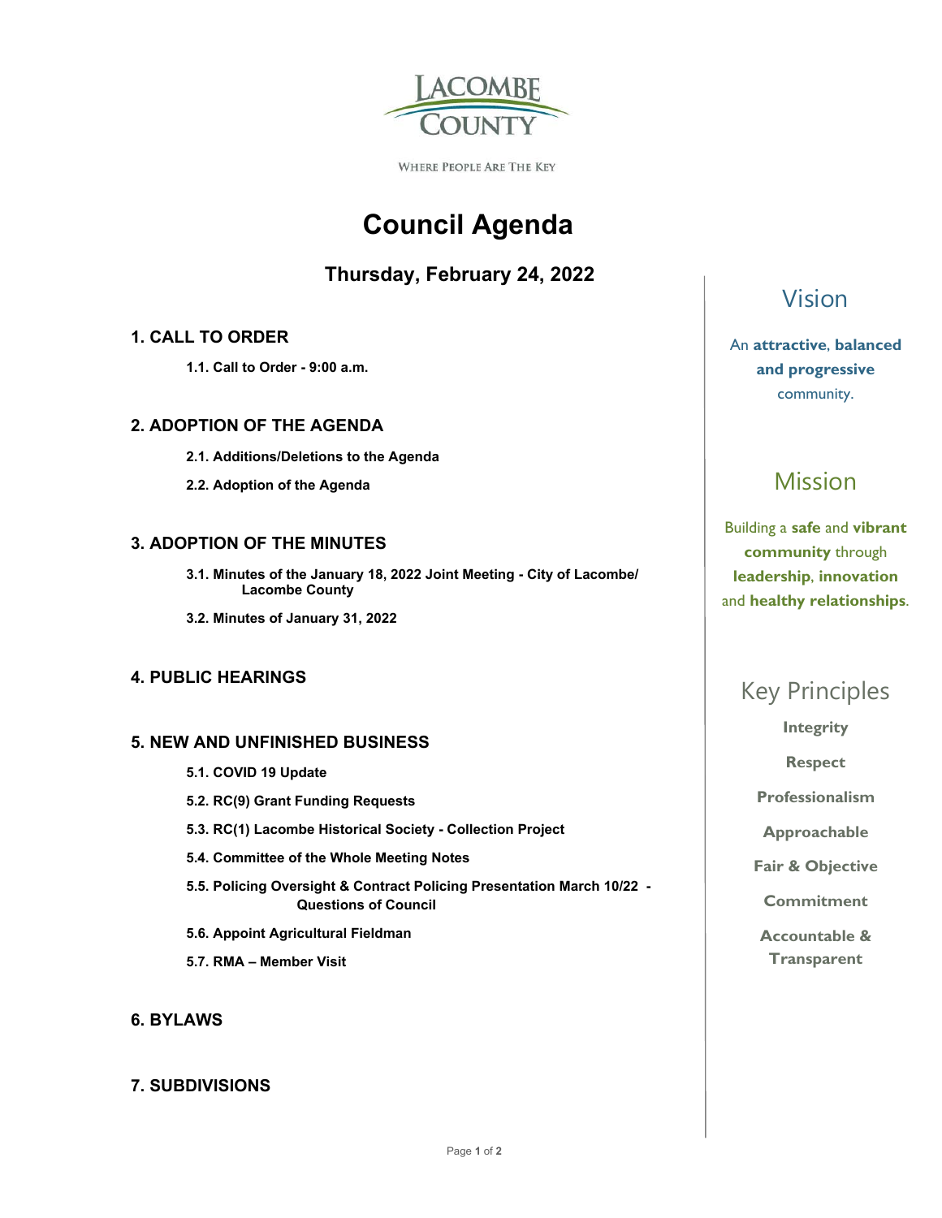LACOMBE COUNTY

WHERE PEOPLE ARE THE KEY

# Council Agenda

## Thursday, February 24, 2022

### 1. CALL TO ORDER

**1.1. Call to Order - 9:00 a.m.**

### 2. ADOPTION OF THE AGENDA

**2.1. Additions/Deletions to the Agenda**

**2.2. Adoption of the Agenda**

### 3. ADOPTION OF THE MINUTES

**3.1. Minutes of the January 18, 2022 Joint Meeting - City of Lacombe/ Lacombe County**

**3.2. Minutes of January 31, 2022**

### 4. PUBLIC HEARINGS

### 5. NEW AND UNFINISHED BUSINESS

**5.1. COVID 19 Update**

**5.2. RC(9) Grant Funding Requests**

**5.3. RC(1) Lacombe Historical Society - Collection Project**

**5.4. Committee of the Whole Meeting Notes**

**5.5. Policing Oversight & Contract Policing Presentation March 10/22 - Questions of Council**

**5.6. Appoint Agricultural Fieldman**

**5.7. RMA – Member Visit**

### 6. BYLAWS

### 7. SUBDIVISIONS

## Vision

An **attractive**, **balanced and progressive** community.

## Mission

Building a **safe** and **vibrant community** through **leadership**, **innovation** and **healthy relationships**.

## Key Principles

**Integrity**

**Respect**

**Professionalism**

**Approachable**

**Fair & Objective**

**Commitment**

**Accountable & Transparent**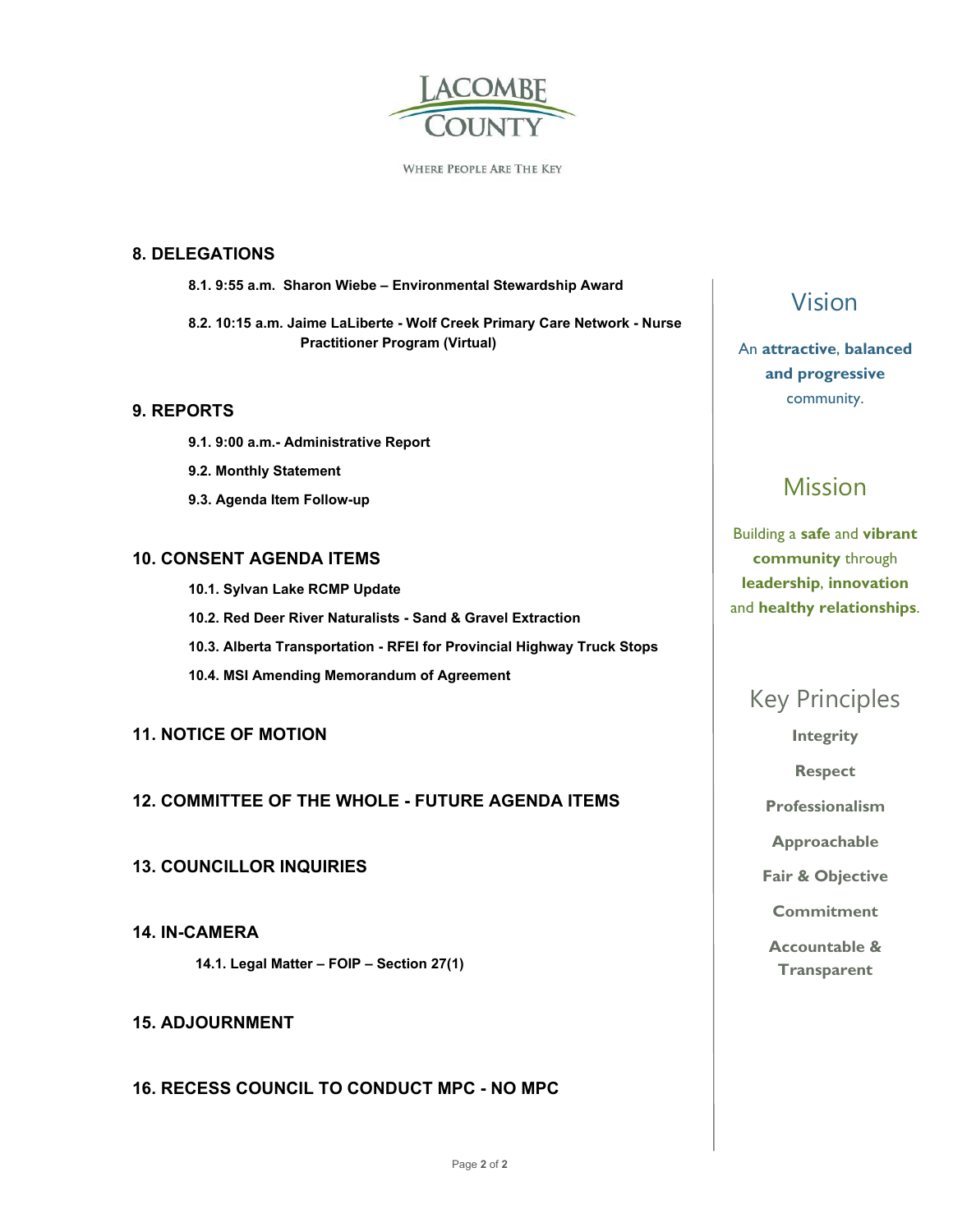LACOMBE COUNTY

WHERE PEOPLE ARE THE KEY

## 8. DELEGATIONS

**8.1. 9:55 a.m. Sharon Wiebe – Environmental Stewardship Award**

**8.2. 10:15 a.m. Jaime LaLiberte - Wolf Creek Primary Care Network - Nurse Practitioner Program (Virtual)**

## 9. REPORTS

**9.1. 9:00 a.m.- Administrative Report**

**9.2. Monthly Statement**

**9.3. Agenda Item Follow-up**

## 10. CONSENT AGENDA ITEMS

**10.1. Sylvan Lake RCMP Update**

**10.2. Red Deer River Naturalists - Sand & Gravel Extraction**

**10.3. Alberta Transportation - RFEI for Provincial Highway Truck Stops**

**10.4. MSI Amending Memorandum of Agreement**

## 11. NOTICE OF MOTION

## 12. COMMITTEE OF THE WHOLE - FUTURE AGENDA ITEMS

## 13. COUNCILLOR INQUIRIES

## 14. IN-CAMERA

**14.1. Legal Matter – FOIP – Section 27(1)**

## 15. ADJOURNMENT

## 16. RECESS COUNCIL TO CONDUCT MPC - NO MPC

## Vision

An **attractive**, **balanced and progressive** community.

## Mission

Building a **safe** and **vibrant community** through **leadership**, **innovation** and **healthy relationships**.

## Key Principles

**Integrity**

**Respect**

**Professionalism**

**Approachable**

**Fair & Objective**

**Commitment**

**Accountable & Transparent**